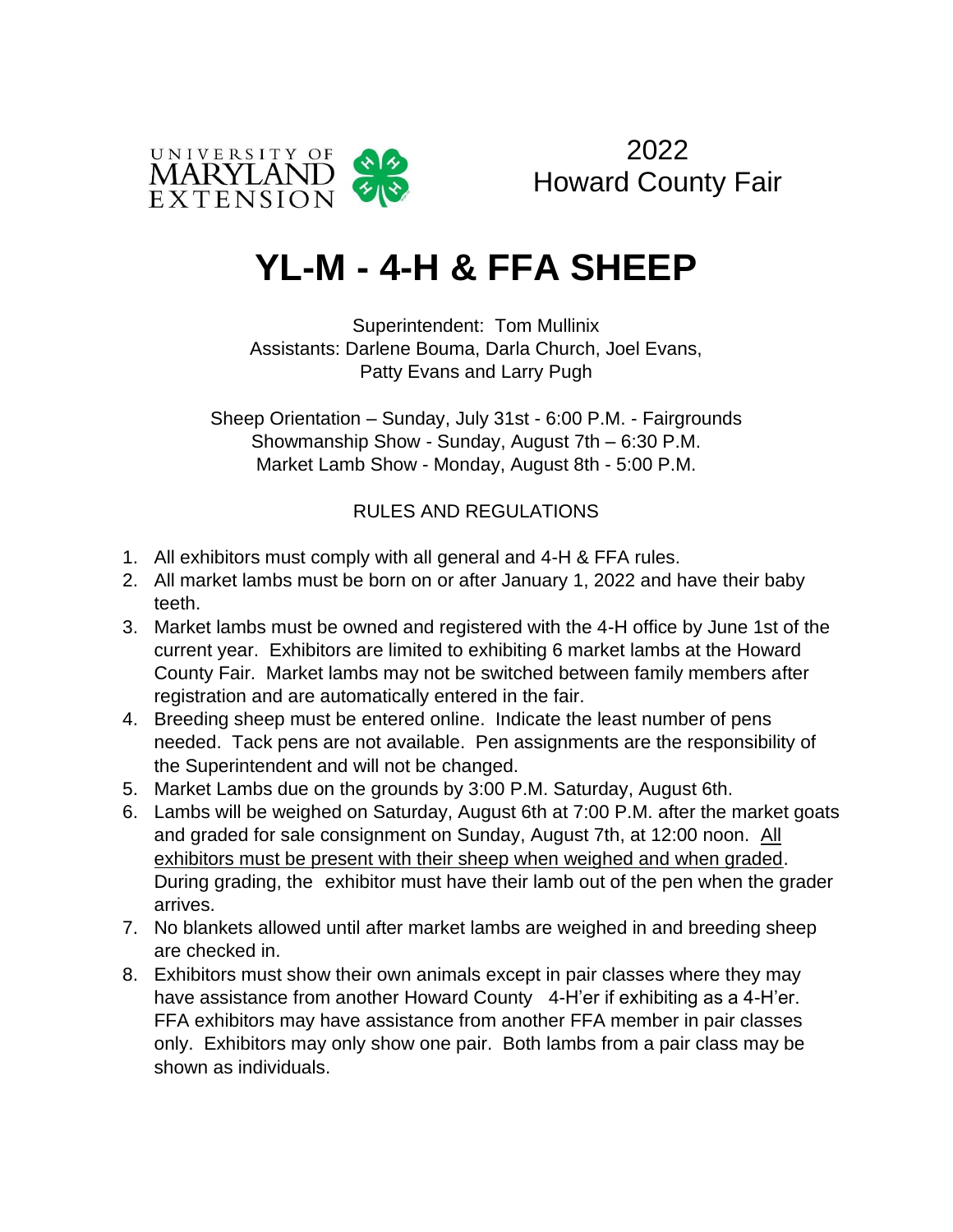UNIVERSITY OF MARYLAND EXTENSION

2022
Howard County Fair

# YL-M - 4-H & FFA SHEEP

Superintendent: Tom Mullinix
Assistants: Darlene Bouma, Darla Church, Joel Evans, Patty Evans and Larry Pugh

Sheep Orientation – Sunday, July 31st - 6:00 P.M. - Fairgrounds
Showmanship Show - Sunday, August 7th – 6:30 P.M.
Market Lamb Show - Monday, August 8th - 5:00 P.M.

RULES AND REGULATIONS

1. All exhibitors must comply with all general and 4-H & FFA rules.
2. All market lambs must be born on or after January 1, 2022 and have their baby teeth.
3. Market lambs must be owned and registered with the 4-H office by June 1st of the current year. Exhibitors are limited to exhibiting 6 market lambs at the Howard County Fair. Market lambs may not be switched between family members after registration and are automatically entered in the fair.
4. Breeding sheep must be entered online. Indicate the least number of pens needed. Tack pens are not available. Pen assignments are the responsibility of the Superintendent and will not be changed.
5. Market Lambs due on the grounds by 3:00 P.M. Saturday, August 6th.
6. Lambs will be weighed on Saturday, August 6th at 7:00 P.M. after the market goats and graded for sale consignment on Sunday, August 7th, at 12:00 noon. <u>All exhibitors must be present with their sheep when weighed and when graded</u>. During grading, the exhibitor must have their lamb out of the pen when the grader arrives.
7. No blankets allowed until after market lambs are weighed in and breeding sheep are checked in.
8. Exhibitors must show their own animals except in pair classes where they may have assistance from another Howard County 4-H'er if exhibiting as a 4-H'er. FFA exhibitors may have assistance from another FFA member in pair classes only. Exhibitors may only show one pair. Both lambs from a pair class may be shown as individuals.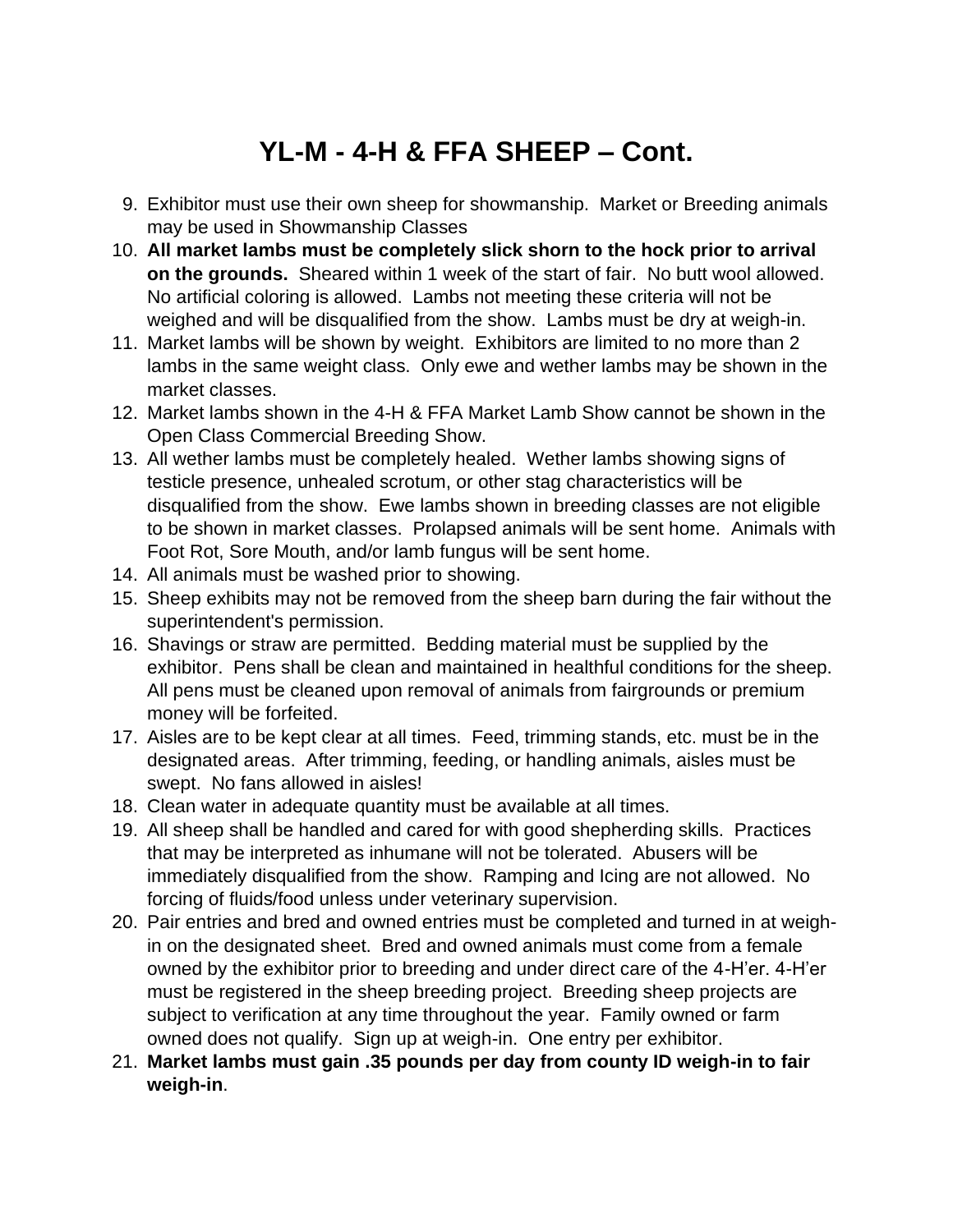# YL-M - 4-H & FFA SHEEP – Cont.

9. Exhibitor must use their own sheep for showmanship. Market or Breeding animals may be used in Showmanship Classes
10. **All market lambs must be completely slick shorn to the hock prior to arrival on the grounds.** Sheared within 1 week of the start of fair. No butt wool allowed. No artificial coloring is allowed. Lambs not meeting these criteria will not be weighed and will be disqualified from the show. Lambs must be dry at weigh-in.
11. Market lambs will be shown by weight. Exhibitors are limited to no more than 2 lambs in the same weight class. Only ewe and wether lambs may be shown in the market classes.
12. Market lambs shown in the 4-H & FFA Market Lamb Show cannot be shown in the Open Class Commercial Breeding Show.
13. All wether lambs must be completely healed. Wether lambs showing signs of testicle presence, unhealed scrotum, or other stag characteristics will be disqualified from the show. Ewe lambs shown in breeding classes are not eligible to be shown in market classes. Prolapsed animals will be sent home. Animals with Foot Rot, Sore Mouth, and/or lamb fungus will be sent home.
14. All animals must be washed prior to showing.
15. Sheep exhibits may not be removed from the sheep barn during the fair without the superintendent's permission.
16. Shavings or straw are permitted. Bedding material must be supplied by the exhibitor. Pens shall be clean and maintained in healthful conditions for the sheep. All pens must be cleaned upon removal of animals from fairgrounds or premium money will be forfeited.
17. Aisles are to be kept clear at all times. Feed, trimming stands, etc. must be in the designated areas. After trimming, feeding, or handling animals, aisles must be swept. No fans allowed in aisles!
18. Clean water in adequate quantity must be available at all times.
19. All sheep shall be handled and cared for with good shepherding skills. Practices that may be interpreted as inhumane will not be tolerated. Abusers will be immediately disqualified from the show. Ramping and Icing are not allowed. No forcing of fluids/food unless under veterinary supervision.
20. Pair entries and bred and owned entries must be completed and turned in at weigh-in on the designated sheet. Bred and owned animals must come from a female owned by the exhibitor prior to breeding and under direct care of the 4-H'er. 4-H'er must be registered in the sheep breeding project. Breeding sheep projects are subject to verification at any time throughout the year. Family owned or farm owned does not qualify. Sign up at weigh-in. One entry per exhibitor.
21. **Market lambs must gain .35 pounds per day from county ID weigh-in to fair weigh-in**.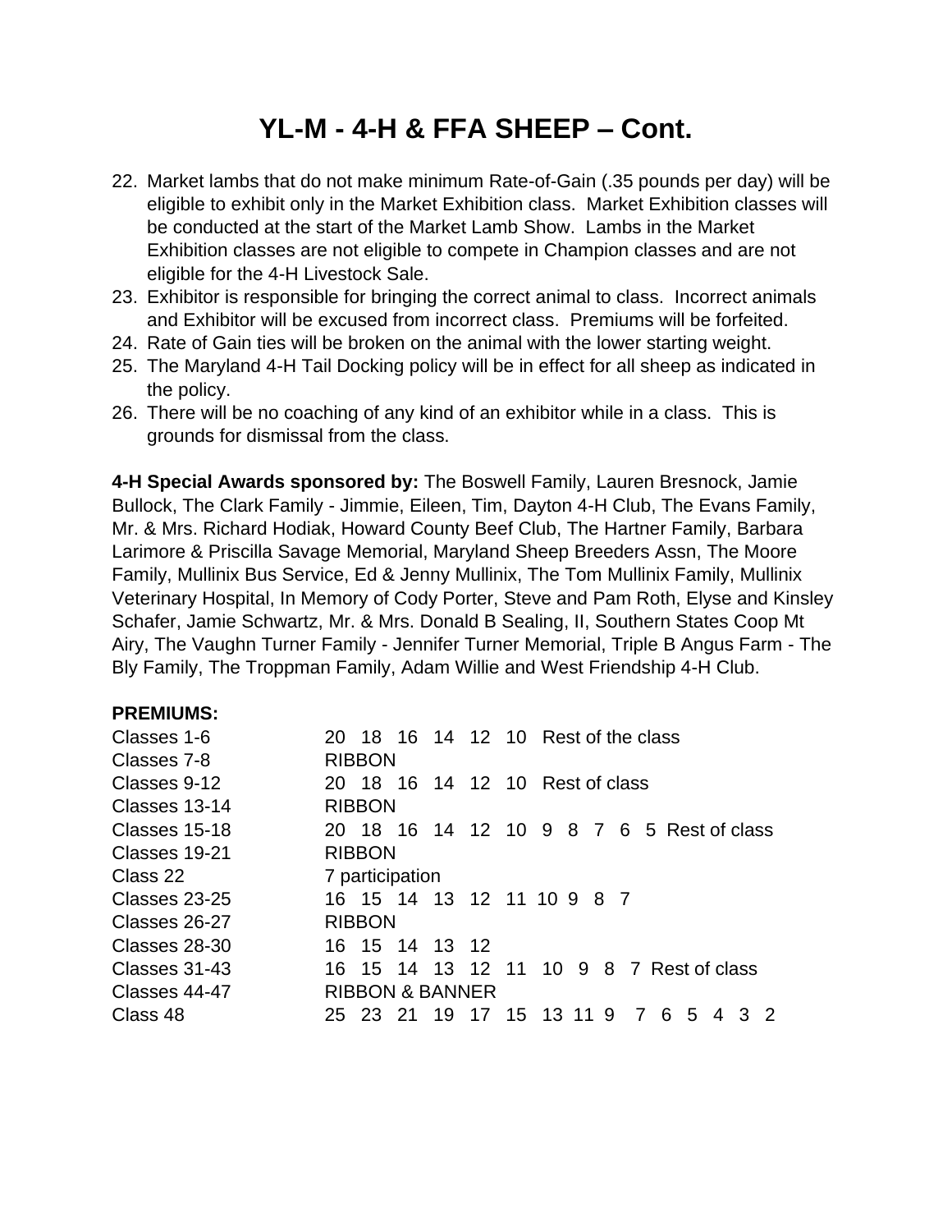# YL-M - 4-H & FFA SHEEP – Cont.

22. Market lambs that do not make minimum Rate-of-Gain (.35 pounds per day) will be eligible to exhibit only in the Market Exhibition class. Market Exhibition classes will be conducted at the start of the Market Lamb Show. Lambs in the Market Exhibition classes are not eligible to compete in Champion classes and are not eligible for the 4-H Livestock Sale.
23. Exhibitor is responsible for bringing the correct animal to class. Incorrect animals and Exhibitor will be excused from incorrect class. Premiums will be forfeited.
24. Rate of Gain ties will be broken on the animal with the lower starting weight.
25. The Maryland 4-H Tail Docking policy will be in effect for all sheep as indicated in the policy.
26. There will be no coaching of any kind of an exhibitor while in a class. This is grounds for dismissal from the class.

**4-H Special Awards sponsored by:** The Boswell Family, Lauren Bresnock, Jamie Bullock, The Clark Family - Jimmie, Eileen, Tim, Dayton 4-H Club, The Evans Family, Mr. & Mrs. Richard Hodiak, Howard County Beef Club, The Hartner Family, Barbara Larimore & Priscilla Savage Memorial, Maryland Sheep Breeders Assn, The Moore Family, Mullinix Bus Service, Ed & Jenny Mullinix, The Tom Mullinix Family, Mullinix Veterinary Hospital, In Memory of Cody Porter, Steve and Pam Roth, Elyse and Kinsley Schafer, Jamie Schwartz, Mr. & Mrs. Donald B Sealing, II, Southern States Coop Mt Airy, The Vaughn Turner Family - Jennifer Turner Memorial, Triple B Angus Farm - The Bly Family, The Troppman Family, Adam Willie and West Friendship 4-H Club.

**PREMIUMS:**

| Classes | Premiums |
|---|---|
| Classes 1-6 | 20 18 16 14 12 10 Rest of the class |
| Classes 7-8 | RIBBON |
| Classes 9-12 | 20 18 16 14 12 10 Rest of class |
| Classes 13-14 | RIBBON |
| Classes 15-18 | 20 18 16 14 12 10 9 8 7 6 5 Rest of class |
| Classes 19-21 | RIBBON |
| Class 22 | 7 participation |
| Classes 23-25 | 16 15 14 13 12 11 10 9 8 7 |
| Classes 26-27 | RIBBON |
| Classes 28-30 | 16 15 14 13 12 |
| Classes 31-43 | 16 15 14 13 12 11 10 9 8 7 Rest of class |
| Classes 44-47 | RIBBON & BANNER |
| Class 48 | 25 23 21 19 17 15 13 11 9 7 6 5 4 3 2 |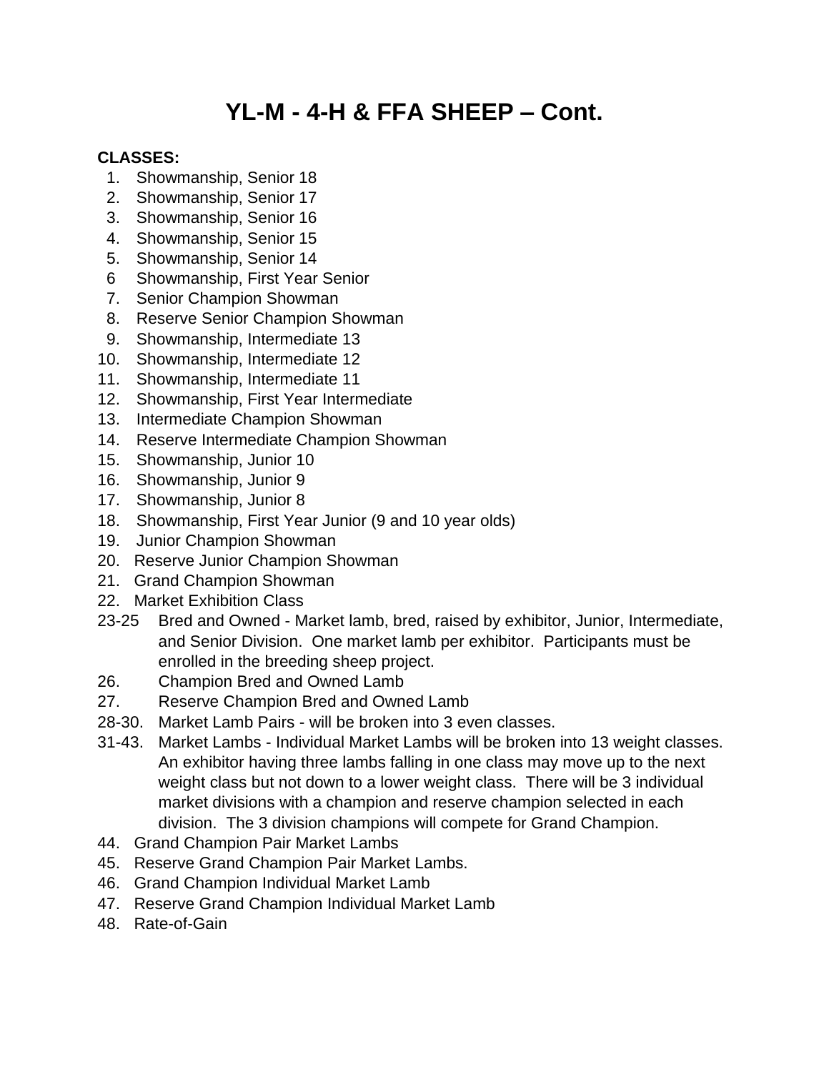# YL-M - 4-H & FFA SHEEP – Cont.

**CLASSES:**

1. Showmanship, Senior 18
2. Showmanship, Senior 17
3. Showmanship, Senior 16
4. Showmanship, Senior 15
5. Showmanship, Senior 14
6. Showmanship, First Year Senior
7. Senior Champion Showman
8. Reserve Senior Champion Showman
9. Showmanship, Intermediate 13
10. Showmanship, Intermediate 12
11. Showmanship, Intermediate 11
12. Showmanship, First Year Intermediate
13. Intermediate Champion Showman
14. Reserve Intermediate Champion Showman
15. Showmanship, Junior 10
16. Showmanship, Junior 9
17. Showmanship, Junior 8
18. Showmanship, First Year Junior (9 and 10 year olds)
19. Junior Champion Showman
20. Reserve Junior Champion Showman
21. Grand Champion Showman
22. Market Exhibition Class

23-25 Bred and Owned - Market lamb, bred, raised by exhibitor, Junior, Intermediate, and Senior Division. One market lamb per exhibitor. Participants must be enrolled in the breeding sheep project.

26. Champion Bred and Owned Lamb
27. Reserve Champion Bred and Owned Lamb

28-30. Market Lamb Pairs - will be broken into 3 even classes.

31-43. Market Lambs - Individual Market Lambs will be broken into 13 weight classes. An exhibitor having three lambs falling in one class may move up to the next weight class but not down to a lower weight class. There will be 3 individual market divisions with a champion and reserve champion selected in each division. The 3 division champions will compete for Grand Champion.

44. Grand Champion Pair Market Lambs
45. Reserve Grand Champion Pair Market Lambs.
46. Grand Champion Individual Market Lamb
47. Reserve Grand Champion Individual Market Lamb
48. Rate-of-Gain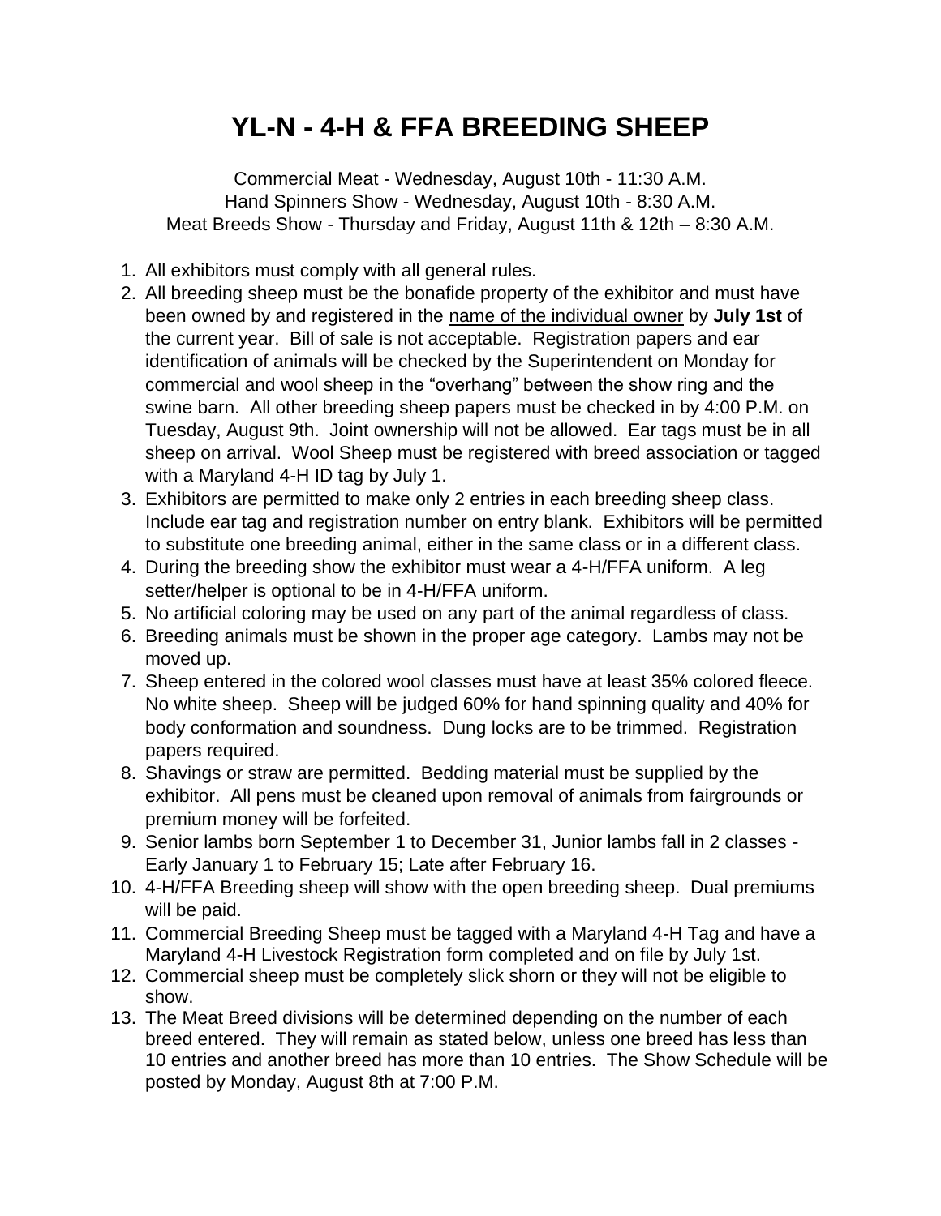# YL-N - 4-H & FFA BREEDING SHEEP

Commercial Meat - Wednesday, August 10th - 11:30 A.M.
Hand Spinners Show - Wednesday, August 10th - 8:30 A.M.
Meat Breeds Show - Thursday and Friday, August 11th & 12th – 8:30 A.M.

1. All exhibitors must comply with all general rules.
2. All breeding sheep must be the bonafide property of the exhibitor and must have been owned by and registered in the <u>name of the individual owner</u> by **July 1st** of the current year. Bill of sale is not acceptable. Registration papers and ear identification of animals will be checked by the Superintendent on Monday for commercial and wool sheep in the "overhang" between the show ring and the swine barn. All other breeding sheep papers must be checked in by 4:00 P.M. on Tuesday, August 9th. Joint ownership will not be allowed. Ear tags must be in all sheep on arrival. Wool Sheep must be registered with breed association or tagged with a Maryland 4-H ID tag by July 1.
3. Exhibitors are permitted to make only 2 entries in each breeding sheep class. Include ear tag and registration number on entry blank. Exhibitors will be permitted to substitute one breeding animal, either in the same class or in a different class.
4. During the breeding show the exhibitor must wear a 4-H/FFA uniform. A leg setter/helper is optional to be in 4-H/FFA uniform.
5. No artificial coloring may be used on any part of the animal regardless of class.
6. Breeding animals must be shown in the proper age category. Lambs may not be moved up.
7. Sheep entered in the colored wool classes must have at least 35% colored fleece. No white sheep. Sheep will be judged 60% for hand spinning quality and 40% for body conformation and soundness. Dung locks are to be trimmed. Registration papers required.
8. Shavings or straw are permitted. Bedding material must be supplied by the exhibitor. All pens must be cleaned upon removal of animals from fairgrounds or premium money will be forfeited.
9. Senior lambs born September 1 to December 31, Junior lambs fall in 2 classes - Early January 1 to February 15; Late after February 16.
10. 4-H/FFA Breeding sheep will show with the open breeding sheep. Dual premiums will be paid.
11. Commercial Breeding Sheep must be tagged with a Maryland 4-H Tag and have a Maryland 4-H Livestock Registration form completed and on file by July 1st.
12. Commercial sheep must be completely slick shorn or they will not be eligible to show.
13. The Meat Breed divisions will be determined depending on the number of each breed entered. They will remain as stated below, unless one breed has less than 10 entries and another breed has more than 10 entries. The Show Schedule will be posted by Monday, August 8th at 7:00 P.M.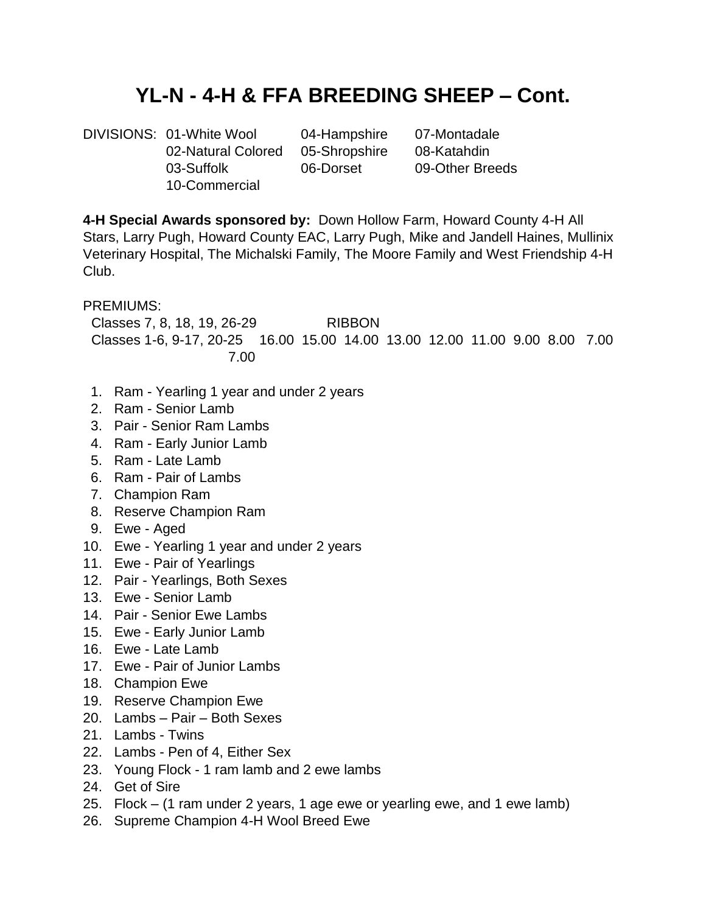# YL-N - 4-H & FFA BREEDING SHEEP – Cont.

DIVISIONS: 01-White Wool, 02-Natural Colored, 03-Suffolk, 04-Hampshire, 05-Shropshire, 06-Dorset, 07-Montadale, 08-Katahdin, 09-Other Breeds, 10-Commercial

**4-H Special Awards sponsored by:** Down Hollow Farm, Howard County 4-H All Stars, Larry Pugh, Howard County EAC, Larry Pugh, Mike and Jandell Haines, Mullinix Veterinary Hospital, The Michalski Family, The Moore Family and West Friendship 4-H Club.

PREMIUMS:

Classes 7, 8, 18, 19, 26-29 RIBBON
Classes 1-6, 9-17, 20-25 16.00 15.00 14.00 13.00 12.00 11.00 9.00 8.00 7.00 7.00

1. Ram - Yearling 1 year and under 2 years
2. Ram - Senior Lamb
3. Pair - Senior Ram Lambs
4. Ram - Early Junior Lamb
5. Ram - Late Lamb
6. Ram - Pair of Lambs
7. Champion Ram
8. Reserve Champion Ram
9. Ewe - Aged
10. Ewe - Yearling 1 year and under 2 years
11. Ewe - Pair of Yearlings
12. Pair - Yearlings, Both Sexes
13. Ewe - Senior Lamb
14. Pair - Senior Ewe Lambs
15. Ewe - Early Junior Lamb
16. Ewe - Late Lamb
17. Ewe - Pair of Junior Lambs
18. Champion Ewe
19. Reserve Champion Ewe
20. Lambs – Pair – Both Sexes
21. Lambs - Twins
22. Lambs - Pen of 4, Either Sex
23. Young Flock - 1 ram lamb and 2 ewe lambs
24. Get of Sire
25. Flock – (1 ram under 2 years, 1 age ewe or yearling ewe, and 1 ewe lamb)
26. Supreme Champion 4-H Wool Breed Ewe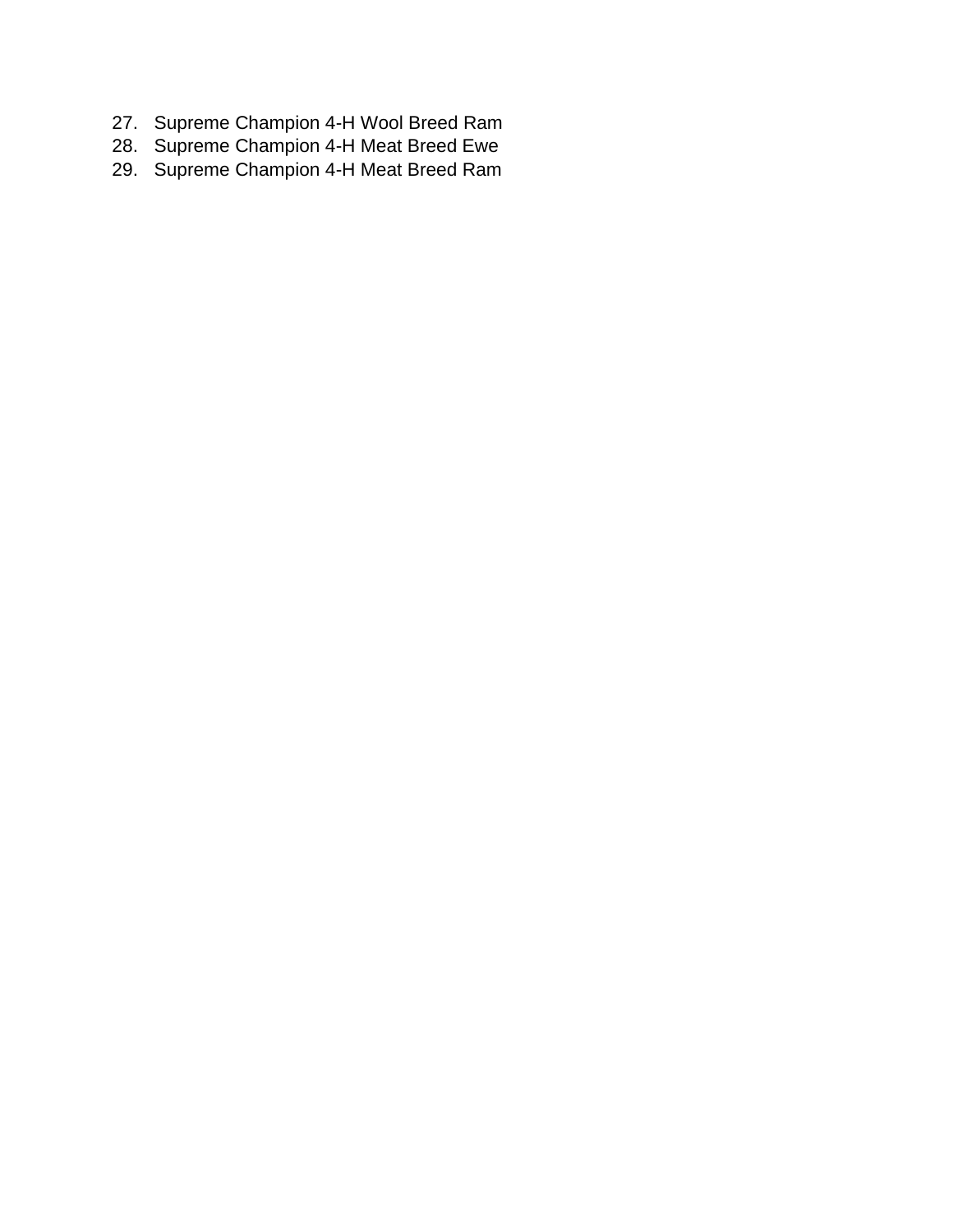27. Supreme Champion 4-H Wool Breed Ram
28. Supreme Champion 4-H Meat Breed Ewe
29. Supreme Champion 4-H Meat Breed Ram